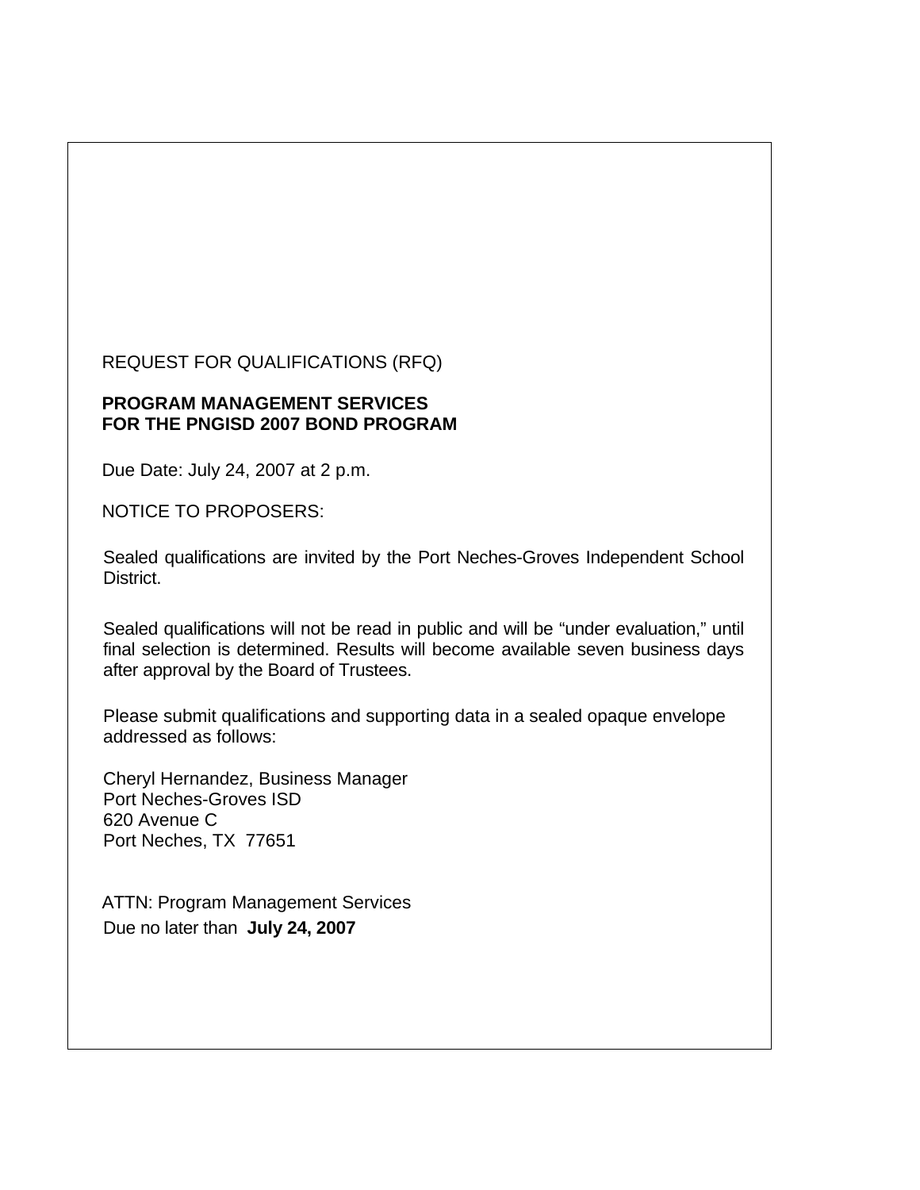REQUEST FOR QUALIFICATIONS (RFQ)

**PROGRAM MANAGEMENT SERVICES**
**FOR THE PNGISD 2007 BOND PROGRAM**

Due Date: July 24, 2007 at 2 p.m.

NOTICE TO PROPOSERS:

Sealed qualifications are invited by the Port Neches-Groves Independent School District.

Sealed qualifications will not be read in public and will be "under evaluation," until final selection is determined. Results will become available seven business days after approval by the Board of Trustees.

Please submit qualifications and supporting data in a sealed opaque envelope addressed as follows:

Cheryl Hernandez, Business Manager
Port Neches-Groves ISD
620 Avenue C
Port Neches, TX 77651

ATTN: Program Management Services
Due no later than **July 24, 2007**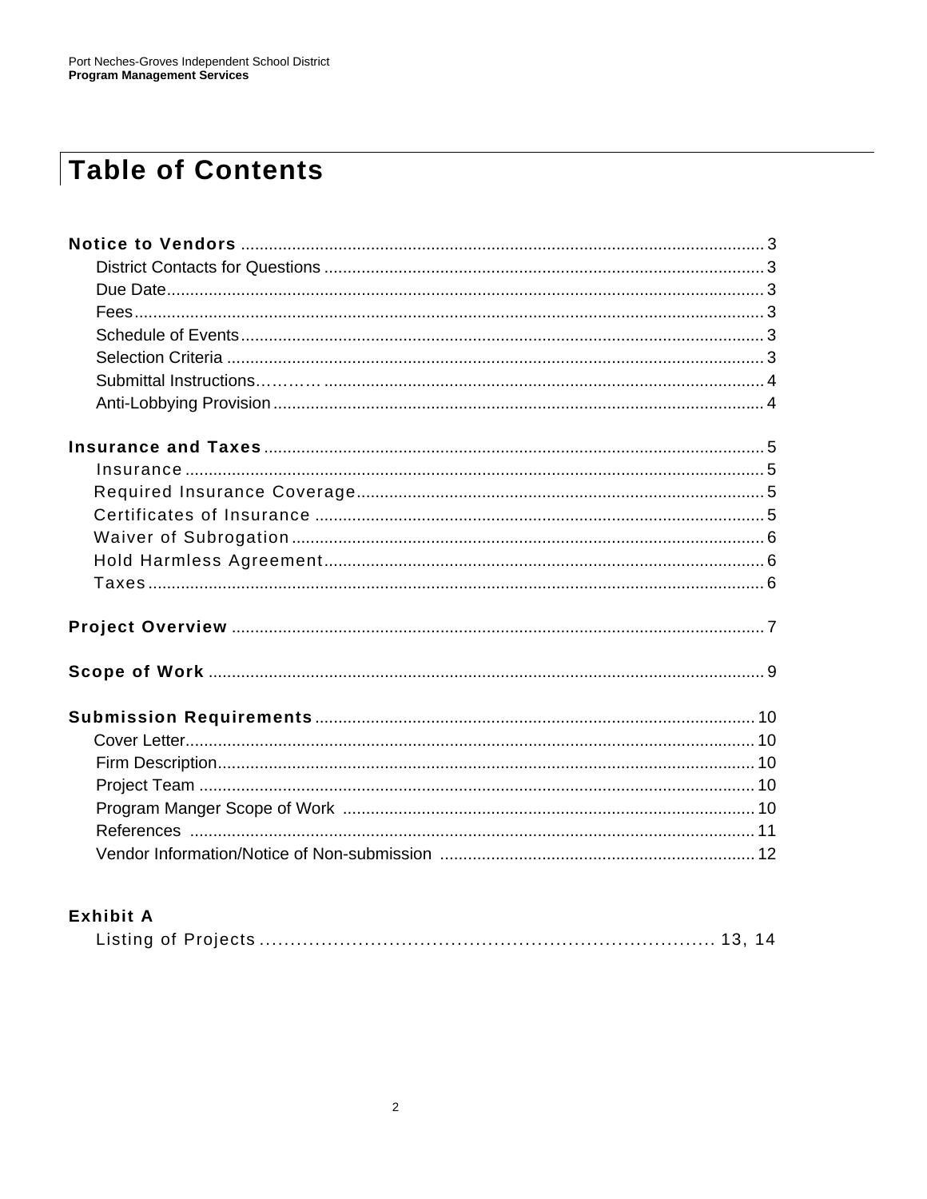# Table of Contents

**Notice to Vendors** ........................................................................................................ 3
- District Contacts for Questions ........................................................................................ 3
- Due Date........................................................................................................................ 3
- Fees................................................................................................................................ 3
- Schedule of Events.......................................................................................................... 3
- Selection Criteria ............................................................................................................. 3
- Submittal Instructions………. ......................................................................................... 4
- Anti-Lobbying Provision................................................................................................... 4

**Insurance and Taxes**.................................................................................................... 5
- Insurance ........................................................................................................................ 5
- Required Insurance Coverage.......................................................................................... 5
- Certificates of Insurance .................................................................................................. 5
- Waiver of Subrogation...................................................................................................... 6
- Hold Harmless Agreement............................................................................................... 6
- Taxes................................................................................................................................ 6

**Project Overview** ........................................................................................................... 7

**Scope of Work** ............................................................................................................... 9

**Submission Requirements**........................................................................................... 10
- Cover Letter.................................................................................................................... 10
- Firm Description.............................................................................................................. 10
- Project Team .................................................................................................................. 10
- Program Manger Scope of Work ..................................................................................... 10
- References ..................................................................................................................... 11
- Vendor Information/Notice of Non-submission ............................................................... 12

**Exhibit A**
- Listing of Projects ........................................................................... 13, 14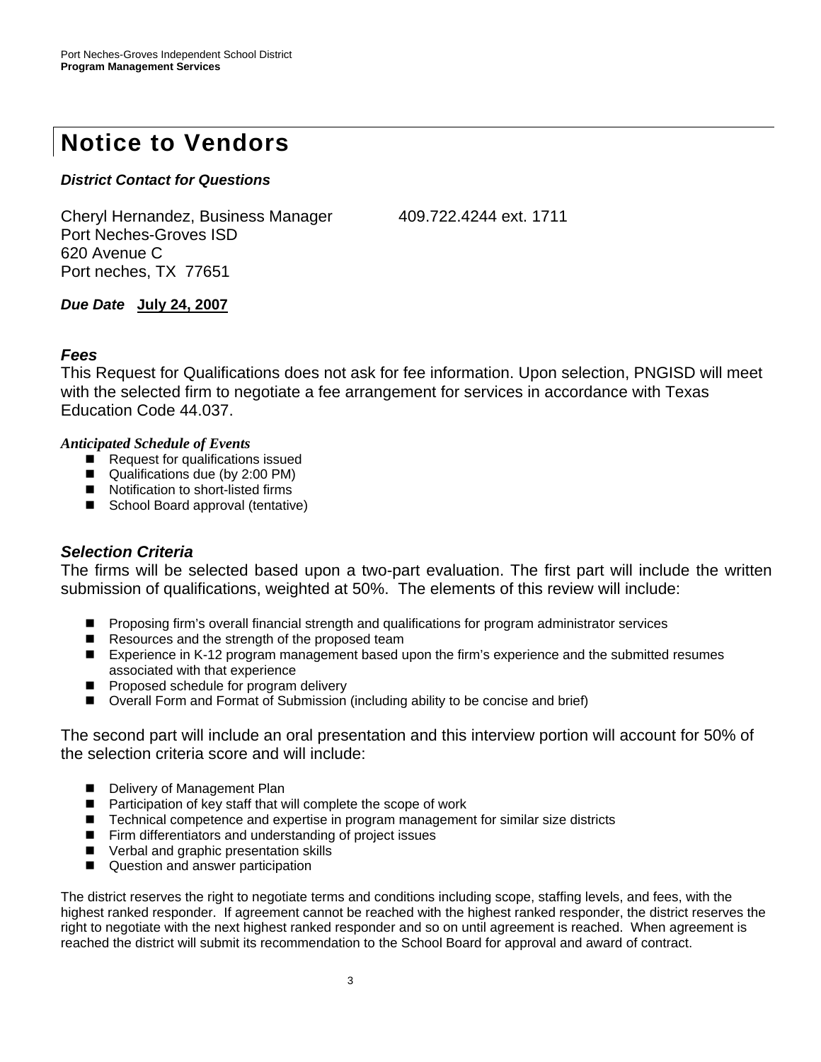# Notice to Vendors

***District Contact for Questions***

Cheryl Hernandez, Business Manager 409.722.4244 ext. 1711
Port Neches-Groves ISD
620 Avenue C
Port neches, TX 77651

***Due Date*** **July 24, 2007**

### *Fees*

This Request for Qualifications does not ask for fee information. Upon selection, PNGISD will meet with the selected firm to negotiate a fee arrangement for services in accordance with Texas Education Code 44.037.

***Anticipated Schedule of Events***

- Request for qualifications issued
- Qualifications due (by 2:00 PM)
- Notification to short-listed firms
- School Board approval (tentative)

### *Selection Criteria*

The firms will be selected based upon a two-part evaluation. The first part will include the written submission of qualifications, weighted at 50%. The elements of this review will include:

- Proposing firm's overall financial strength and qualifications for program administrator services
- Resources and the strength of the proposed team
- Experience in K-12 program management based upon the firm's experience and the submitted resumes associated with that experience
- Proposed schedule for program delivery
- Overall Form and Format of Submission (including ability to be concise and brief)

The second part will include an oral presentation and this interview portion will account for 50% of the selection criteria score and will include:

- Delivery of Management Plan
- Participation of key staff that will complete the scope of work
- Technical competence and expertise in program management for similar size districts
- Firm differentiators and understanding of project issues
- Verbal and graphic presentation skills
- Question and answer participation

The district reserves the right to negotiate terms and conditions including scope, staffing levels, and fees, with the highest ranked responder. If agreement cannot be reached with the highest ranked responder, the district reserves the right to negotiate with the next highest ranked responder and so on until agreement is reached. When agreement is reached the district will submit its recommendation to the School Board for approval and award of contract.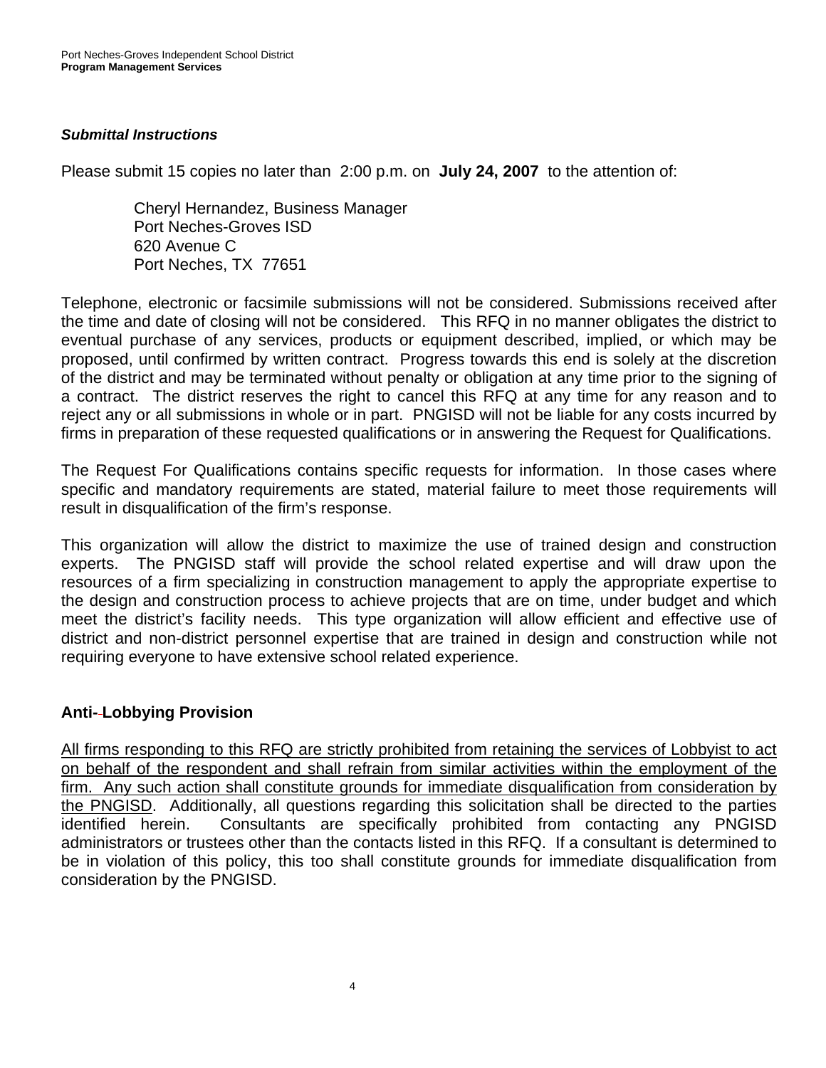***Submittal Instructions***

Please submit 15 copies no later than 2:00 p.m. on **July 24, 2007** to the attention of:

> Cheryl Hernandez, Business Manager
> Port Neches-Groves ISD
> 620 Avenue C
> Port Neches, TX 77651

Telephone, electronic or facsimile submissions will not be considered. Submissions received after the time and date of closing will not be considered. This RFQ in no manner obligates the district to eventual purchase of any services, products or equipment described, implied, or which may be proposed, until confirmed by written contract. Progress towards this end is solely at the discretion of the district and may be terminated without penalty or obligation at any time prior to the signing of a contract. The district reserves the right to cancel this RFQ at any time for any reason and to reject any or all submissions in whole or in part. PNGISD will not be liable for any costs incurred by firms in preparation of these requested qualifications or in answering the Request for Qualifications.

The Request For Qualifications contains specific requests for information. In those cases where specific and mandatory requirements are stated, material failure to meet those requirements will result in disqualification of the firm's response.

This organization will allow the district to maximize the use of trained design and construction experts. The PNGISD staff will provide the school related expertise and will draw upon the resources of a firm specializing in construction management to apply the appropriate expertise to the design and construction process to achieve projects that are on time, under budget and which meet the district's facility needs. This type organization will allow efficient and effective use of district and non-district personnel expertise that are trained in design and construction while not requiring everyone to have extensive school related experience.

## Anti-Lobbying Provision

All firms responding to this RFQ are strictly prohibited from retaining the services of Lobbyist to act on behalf of the respondent and shall refrain from similar activities within the employment of the firm. Any such action shall constitute grounds for immediate disqualification from consideration by the PNGISD. Additionally, all questions regarding this solicitation shall be directed to the parties identified herein. Consultants are specifically prohibited from contacting any PNGISD administrators or trustees other than the contacts listed in this RFQ. If a consultant is determined to be in violation of this policy, this too shall constitute grounds for immediate disqualification from consideration by the PNGISD.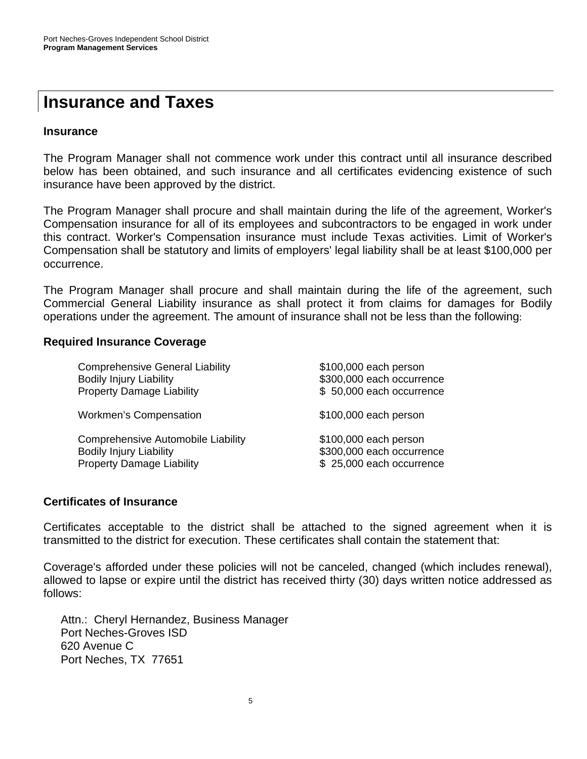# Insurance and Taxes

### Insurance

The Program Manager shall not commence work under this contract until all insurance described below has been obtained, and such insurance and all certificates evidencing existence of such insurance have been approved by the district.

The Program Manager shall procure and shall maintain during the life of the agreement, Worker's Compensation insurance for all of its employees and subcontractors to be engaged in work under this contract. Worker's Compensation insurance must include Texas activities. Limit of Worker's Compensation shall be statutory and limits of employers' legal liability shall be at least $100,000 per occurrence.

The Program Manager shall procure and shall maintain during the life of the agreement, such Commercial General Liability insurance as shall protect it from claims for damages for Bodily operations under the agreement. The amount of insurance shall not be less than the following:

### Required Insurance Coverage

| | |
|---|---|
| Comprehensive General Liability | $100,000 each person |
| Bodily Injury Liability | $300,000 each occurrence |
| Property Damage Liability | $ 50,000 each occurrence |
| | |
| Workmen's Compensation | $100,000 each person |
| | |
| Comprehensive Automobile Liability | $100,000 each person |
| Bodily Injury Liability | $300,000 each occurrence |
| Property Damage Liability | $ 25,000 each occurrence |

### Certificates of Insurance

Certificates acceptable to the district shall be attached to the signed agreement when it is transmitted to the district for execution. These certificates shall contain the statement that:

Coverage's afforded under these policies will not be canceled, changed (which includes renewal), allowed to lapse or expire until the district has received thirty (30) days written notice addressed as follows:

Attn.: Cheryl Hernandez, Business Manager
Port Neches-Groves ISD
620 Avenue C
Port Neches, TX 77651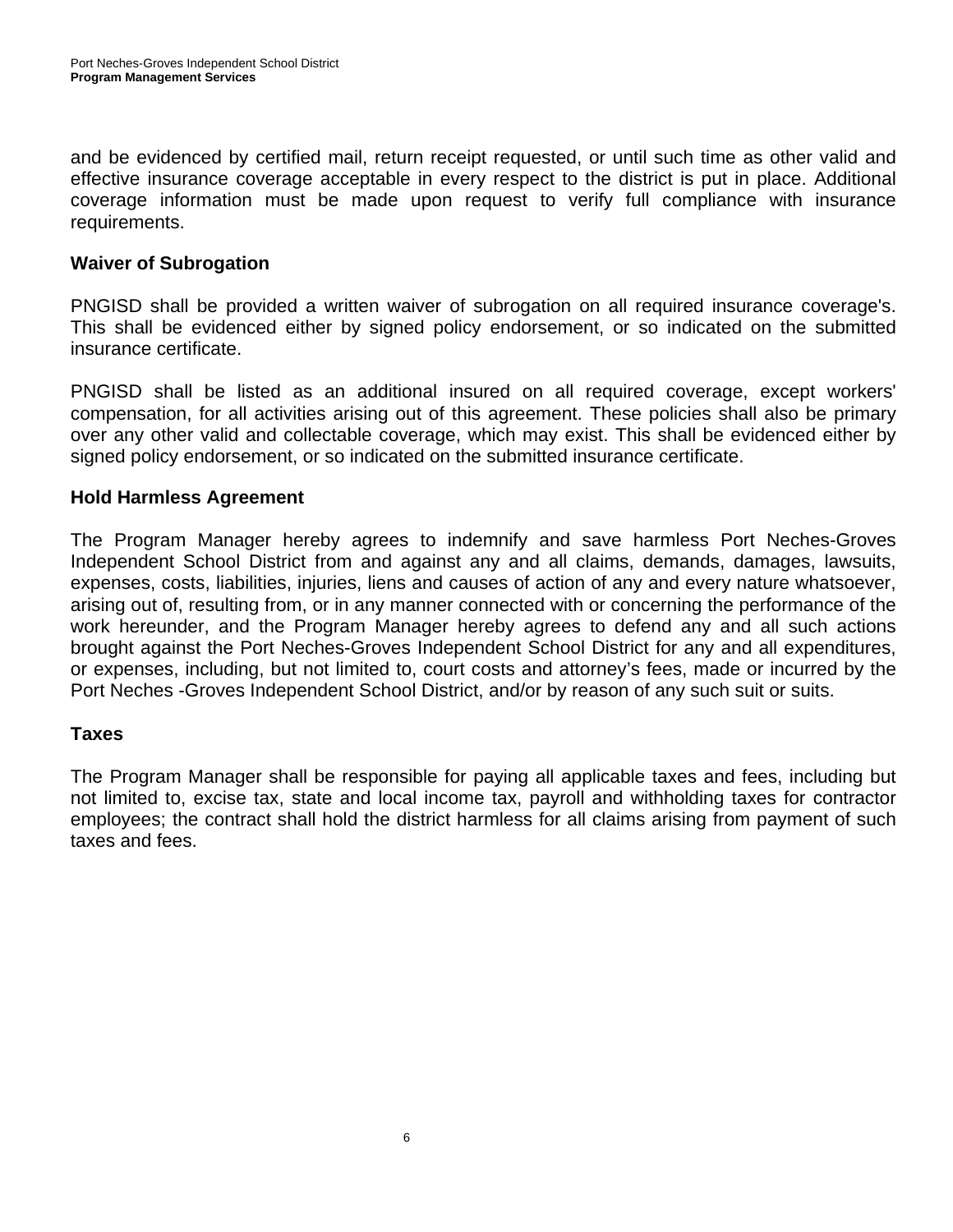and be evidenced by certified mail, return receipt requested, or until such time as other valid and effective insurance coverage acceptable in every respect to the district is put in place. Additional coverage information must be made upon request to verify full compliance with insurance requirements.

### Waiver of Subrogation

PNGISD shall be provided a written waiver of subrogation on all required insurance coverage's. This shall be evidenced either by signed policy endorsement, or so indicated on the submitted insurance certificate.

PNGISD shall be listed as an additional insured on all required coverage, except workers' compensation, for all activities arising out of this agreement. These policies shall also be primary over any other valid and collectable coverage, which may exist. This shall be evidenced either by signed policy endorsement, or so indicated on the submitted insurance certificate.

### Hold Harmless Agreement

The Program Manager hereby agrees to indemnify and save harmless Port Neches-Groves Independent School District from and against any and all claims, demands, damages, lawsuits, expenses, costs, liabilities, injuries, liens and causes of action of any and every nature whatsoever, arising out of, resulting from, or in any manner connected with or concerning the performance of the work hereunder, and the Program Manager hereby agrees to defend any and all such actions brought against the Port Neches-Groves Independent School District for any and all expenditures, or expenses, including, but not limited to, court costs and attorney's fees, made or incurred by the Port Neches -Groves Independent School District, and/or by reason of any such suit or suits.

### Taxes

The Program Manager shall be responsible for paying all applicable taxes and fees, including but not limited to, excise tax, state and local income tax, payroll and withholding taxes for contractor employees; the contract shall hold the district harmless for all claims arising from payment of such taxes and fees.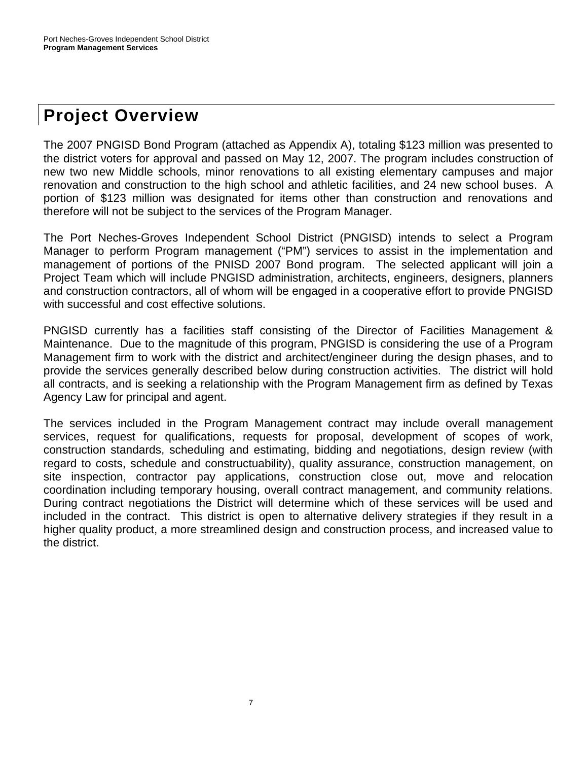# Project Overview

The 2007 PNGISD Bond Program (attached as Appendix A), totaling $123 million was presented to the district voters for approval and passed on May 12, 2007. The program includes construction of new two new Middle schools, minor renovations to all existing elementary campuses and major renovation and construction to the high school and athletic facilities, and 24 new school buses. A portion of $123 million was designated for items other than construction and renovations and therefore will not be subject to the services of the Program Manager.

The Port Neches-Groves Independent School District (PNGISD) intends to select a Program Manager to perform Program management ("PM") services to assist in the implementation and management of portions of the PNISD 2007 Bond program. The selected applicant will join a Project Team which will include PNGISD administration, architects, engineers, designers, planners and construction contractors, all of whom will be engaged in a cooperative effort to provide PNGISD with successful and cost effective solutions.

PNGISD currently has a facilities staff consisting of the Director of Facilities Management & Maintenance. Due to the magnitude of this program, PNGISD is considering the use of a Program Management firm to work with the district and architect/engineer during the design phases, and to provide the services generally described below during construction activities. The district will hold all contracts, and is seeking a relationship with the Program Management firm as defined by Texas Agency Law for principal and agent.

The services included in the Program Management contract may include overall management services, request for qualifications, requests for proposal, development of scopes of work, construction standards, scheduling and estimating, bidding and negotiations, design review (with regard to costs, schedule and constructuability), quality assurance, construction management, on site inspection, contractor pay applications, construction close out, move and relocation coordination including temporary housing, overall contract management, and community relations. During contract negotiations the District will determine which of these services will be used and included in the contract. This district is open to alternative delivery strategies if they result in a higher quality product, a more streamlined design and construction process, and increased value to the district.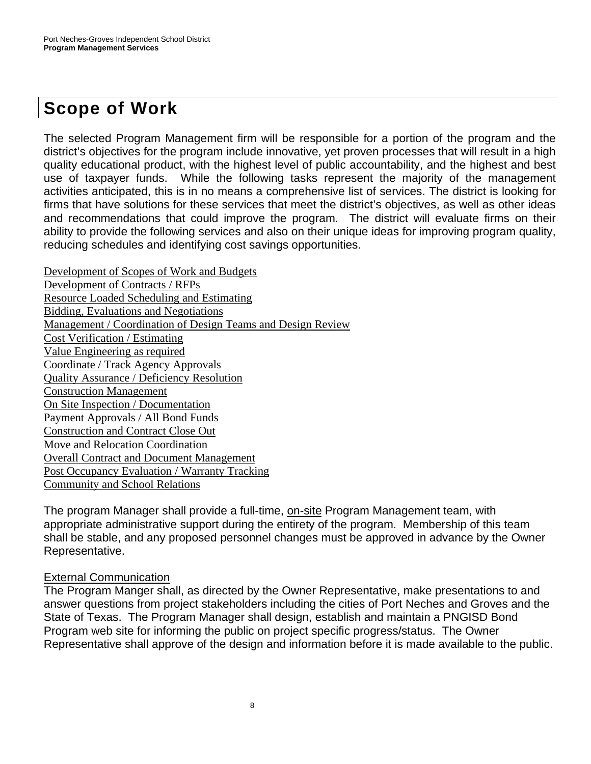# Scope of Work

The selected Program Management firm will be responsible for a portion of the program and the district's objectives for the program include innovative, yet proven processes that will result in a high quality educational product, with the highest level of public accountability, and the highest and best use of taxpayer funds. While the following tasks represent the majority of the management activities anticipated, this is in no means a comprehensive list of services. The district is looking for firms that have solutions for these services that meet the district's objectives, as well as other ideas and recommendations that could improve the program. The district will evaluate firms on their ability to provide the following services and also on their unique ideas for improving program quality, reducing schedules and identifying cost savings opportunities.

Development of Scopes of Work and Budgets
Development of Contracts / RFPs
Resource Loaded Scheduling and Estimating
Bidding, Evaluations and Negotiations
Management / Coordination of Design Teams and Design Review
Cost Verification / Estimating
Value Engineering as required
Coordinate / Track Agency Approvals
Quality Assurance / Deficiency Resolution
Construction Management
On Site Inspection / Documentation
Payment Approvals / All Bond Funds
Construction and Contract Close Out
Move and Relocation Coordination
Overall Contract and Document Management
Post Occupancy Evaluation / Warranty Tracking
Community and School Relations

The program Manager shall provide a full-time, on-site Program Management team, with appropriate administrative support during the entirety of the program. Membership of this team shall be stable, and any proposed personnel changes must be approved in advance by the Owner Representative.

External Communication

The Program Manger shall, as directed by the Owner Representative, make presentations to and answer questions from project stakeholders including the cities of Port Neches and Groves and the State of Texas. The Program Manager shall design, establish and maintain a PNGISD Bond Program web site for informing the public on project specific progress/status. The Owner Representative shall approve of the design and information before it is made available to the public.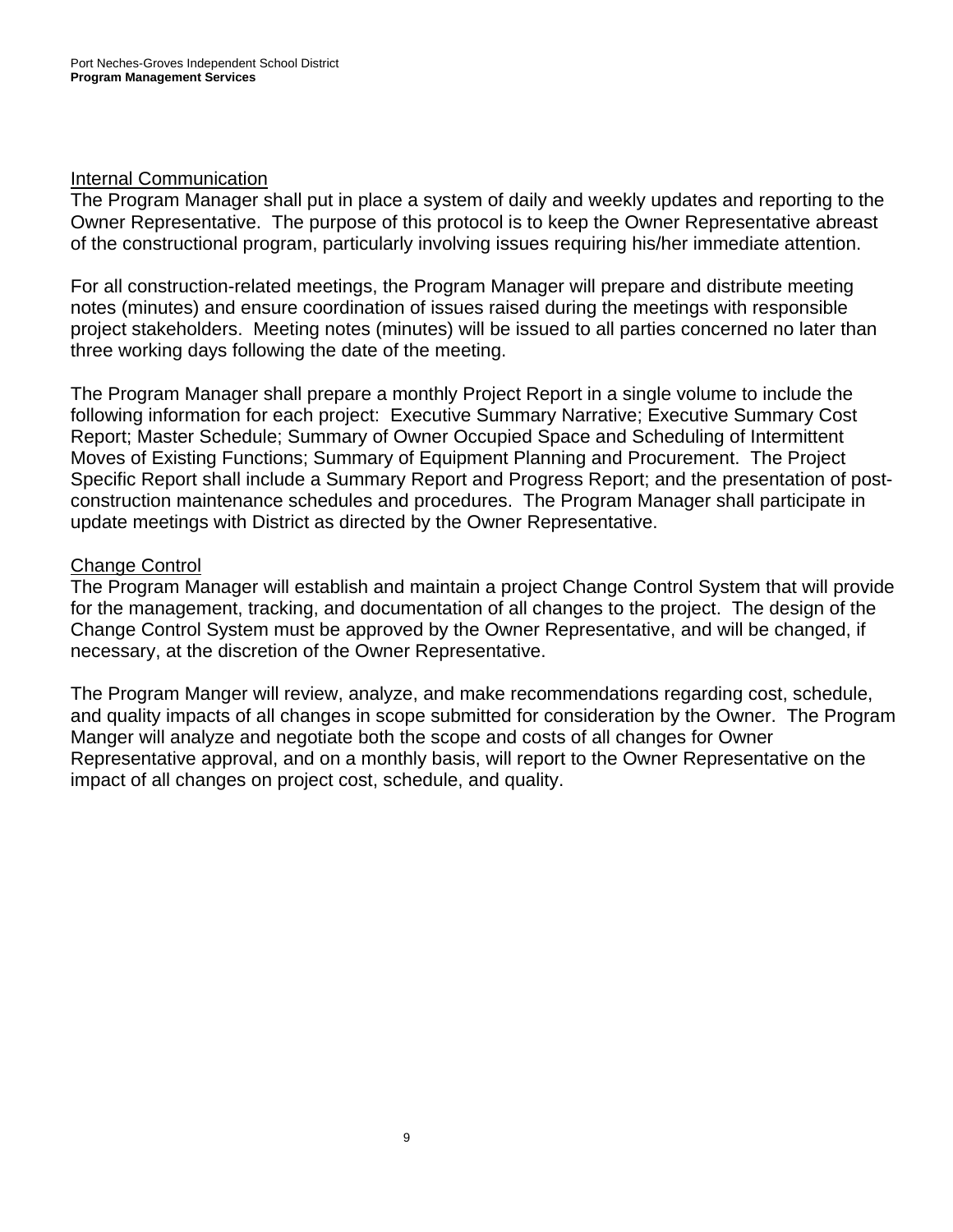## Internal Communication

The Program Manager shall put in place a system of daily and weekly updates and reporting to the Owner Representative. The purpose of this protocol is to keep the Owner Representative abreast of the constructional program, particularly involving issues requiring his/her immediate attention.

For all construction-related meetings, the Program Manager will prepare and distribute meeting notes (minutes) and ensure coordination of issues raised during the meetings with responsible project stakeholders. Meeting notes (minutes) will be issued to all parties concerned no later than three working days following the date of the meeting.

The Program Manager shall prepare a monthly Project Report in a single volume to include the following information for each project: Executive Summary Narrative; Executive Summary Cost Report; Master Schedule; Summary of Owner Occupied Space and Scheduling of Intermittent Moves of Existing Functions; Summary of Equipment Planning and Procurement. The Project Specific Report shall include a Summary Report and Progress Report; and the presentation of post-construction maintenance schedules and procedures. The Program Manager shall participate in update meetings with District as directed by the Owner Representative.

## Change Control

The Program Manager will establish and maintain a project Change Control System that will provide for the management, tracking, and documentation of all changes to the project. The design of the Change Control System must be approved by the Owner Representative, and will be changed, if necessary, at the discretion of the Owner Representative.

The Program Manger will review, analyze, and make recommendations regarding cost, schedule, and quality impacts of all changes in scope submitted for consideration by the Owner. The Program Manger will analyze and negotiate both the scope and costs of all changes for Owner Representative approval, and on a monthly basis, will report to the Owner Representative on the impact of all changes on project cost, schedule, and quality.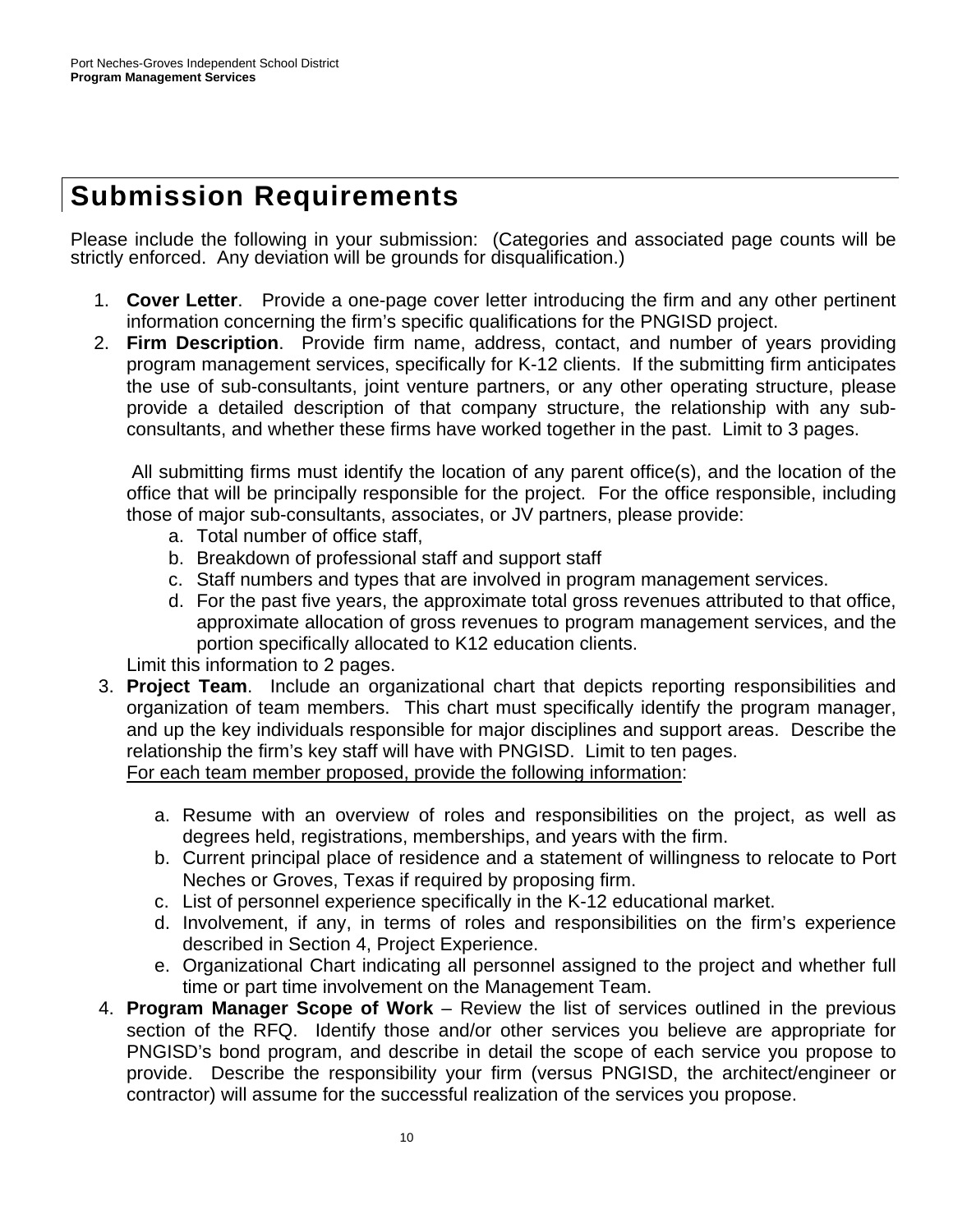# Submission Requirements

Please include the following in your submission: (Categories and associated page counts will be strictly enforced. Any deviation will be grounds for disqualification.)

1. **Cover Letter**. Provide a one-page cover letter introducing the firm and any other pertinent information concerning the firm's specific qualifications for the PNGISD project.
2. **Firm Description**. Provide firm name, address, contact, and number of years providing program management services, specifically for K-12 clients. If the submitting firm anticipates the use of sub-consultants, joint venture partners, or any other operating structure, please provide a detailed description of that company structure, the relationship with any sub-consultants, and whether these firms have worked together in the past. Limit to 3 pages.

   All submitting firms must identify the location of any parent office(s), and the location of the office that will be principally responsible for the project. For the office responsible, including those of major sub-consultants, associates, or JV partners, please provide:

   a. Total number of office staff,
   b. Breakdown of professional staff and support staff
   c. Staff numbers and types that are involved in program management services.
   d. For the past five years, the approximate total gross revenues attributed to that office, approximate allocation of gross revenues to program management services, and the portion specifically allocated to K12 education clients.

   Limit this information to 2 pages.
3. **Project Team**. Include an organizational chart that depicts reporting responsibilities and organization of team members. This chart must specifically identify the program manager, and up the key individuals responsible for major disciplines and support areas. Describe the relationship the firm's key staff will have with PNGISD. Limit to ten pages.

   <u>For each team member proposed, provide the following information</u>:

   a. Resume with an overview of roles and responsibilities on the project, as well as degrees held, registrations, memberships, and years with the firm.
   b. Current principal place of residence and a statement of willingness to relocate to Port Neches or Groves, Texas if required by proposing firm.
   c. List of personnel experience specifically in the K-12 educational market.
   d. Involvement, if any, in terms of roles and responsibilities on the firm's experience described in Section 4, Project Experience.
   e. Organizational Chart indicating all personnel assigned to the project and whether full time or part time involvement on the Management Team.
4. **Program Manager Scope of Work** – Review the list of services outlined in the previous section of the RFQ. Identify those and/or other services you believe are appropriate for PNGISD's bond program, and describe in detail the scope of each service you propose to provide. Describe the responsibility your firm (versus PNGISD, the architect/engineer or contractor) will assume for the successful realization of the services you propose.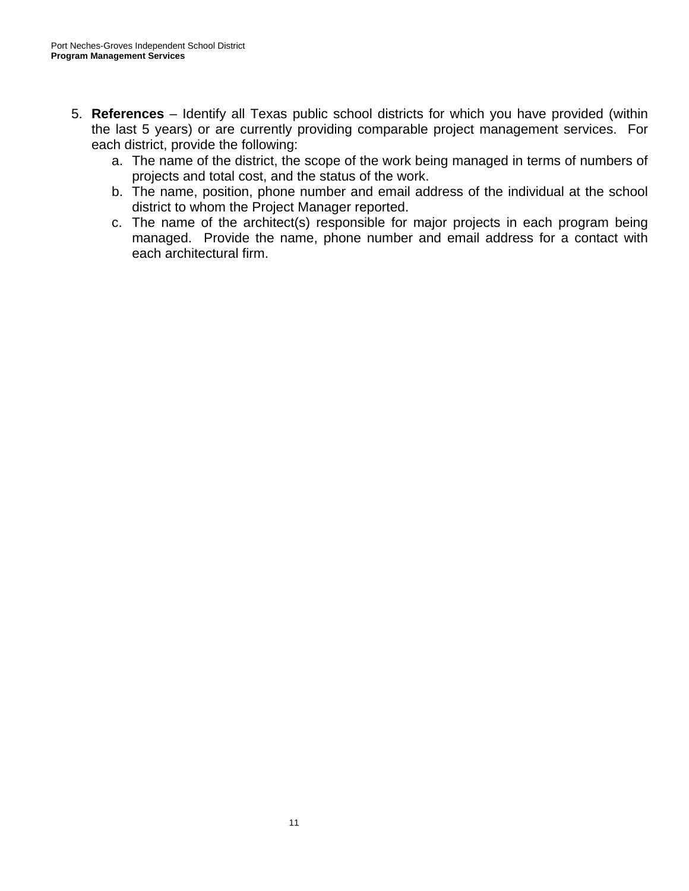5. **References** – Identify all Texas public school districts for which you have provided (within the last 5 years) or are currently providing comparable project management services. For each district, provide the following:
   a. The name of the district, the scope of the work being managed in terms of numbers of projects and total cost, and the status of the work.
   b. The name, position, phone number and email address of the individual at the school district to whom the Project Manager reported.
   c. The name of the architect(s) responsible for major projects in each program being managed. Provide the name, phone number and email address for a contact with each architectural firm.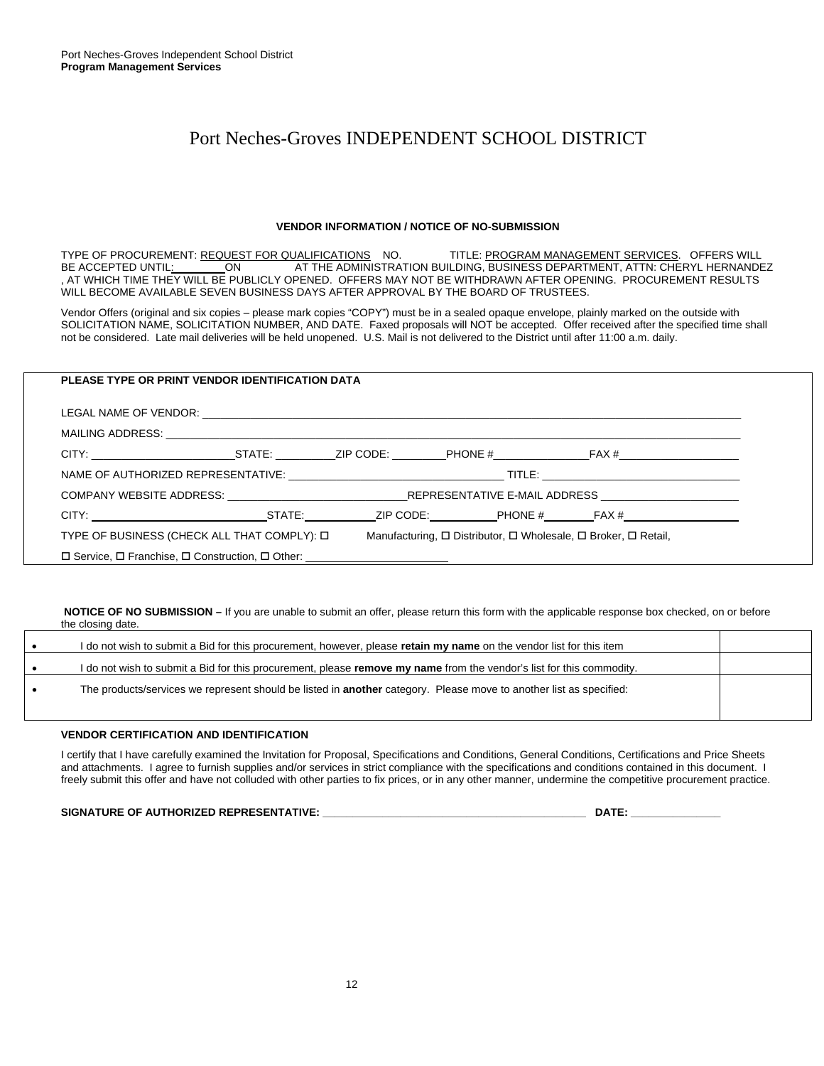# Port Neches-Groves INDEPENDENT SCHOOL DISTRICT

**VENDOR INFORMATION / NOTICE OF NO-SUBMISSION**

TYPE OF PROCUREMENT: REQUEST FOR QUALIFICATIONS NO. TITLE: PROGRAM MANAGEMENT SERVICES. OFFERS WILL BE ACCEPTED UNTIL:\_\_\_\_\_\_\_\_ ON AT THE ADMINISTRATION BUILDING, BUSINESS DEPARTMENT, ATTN: CHERYL HERNANDEZ , AT WHICH TIME THEY WILL BE PUBLICLY OPENED. OFFERS MAY NOT BE WITHDRAWN AFTER OPENING. PROCUREMENT RESULTS WILL BECOME AVAILABLE SEVEN BUSINESS DAYS AFTER APPROVAL BY THE BOARD OF TRUSTEES.

Vendor Offers (original and six copies – please mark copies "COPY") must be in a sealed opaque envelope, plainly marked on the outside with SOLICITATION NAME, SOLICITATION NUMBER, AND DATE. Faxed proposals will NOT be accepted. Offer received after the specified time shall not be considered. Late mail deliveries will be held unopened. U.S. Mail is not delivered to the District until after 11:00 a.m. daily.

**PLEASE TYPE OR PRINT VENDOR IDENTIFICATION DATA**

LEGAL NAME OF VENDOR: \_\_\_\_\_\_\_\_\_\_\_\_\_\_\_\_\_\_\_\_\_\_\_\_\_\_\_\_\_\_\_\_\_\_\_\_\_\_\_\_

MAILING ADDRESS: \_\_\_\_\_\_\_\_\_\_\_\_\_\_\_\_\_\_\_\_\_\_\_\_\_\_\_\_\_\_\_\_\_\_\_\_\_\_\_\_

CITY: \_\_\_\_\_\_\_\_\_\_\_\_ STATE: \_\_\_\_\_\_ ZIP CODE: \_\_\_\_\_\_ PHONE # \_\_\_\_\_\_\_\_ FAX # \_\_\_\_\_\_\_\_

NAME OF AUTHORIZED REPRESENTATIVE: \_\_\_\_\_\_\_\_\_\_\_\_\_\_\_\_\_\_\_\_ TITLE: \_\_\_\_\_\_\_\_\_\_\_\_\_\_\_\_

COMPANY WEBSITE ADDRESS: \_\_\_\_\_\_\_\_\_\_\_\_\_\_\_\_ REPRESENTATIVE E-MAIL ADDRESS \_\_\_\_\_\_\_\_\_\_\_\_\_\_\_\_

CITY: \_\_\_\_\_\_\_\_\_\_\_\_ STATE: \_\_\_\_\_\_ ZIP CODE: \_\_\_\_\_\_ PHONE # \_\_\_\_\_\_\_\_ FAX # \_\_\_\_\_\_\_\_

TYPE OF BUSINESS (CHECK ALL THAT COMPLY): ☐ Manufacturing, ☐ Distributor, ☐ Wholesale, ☐ Broker, ☐ Retail, ☐ Service, ☐ Franchise, ☐ Construction, ☐ Other: \_\_\_\_\_\_\_\_\_\_\_\_\_\_\_\_

**NOTICE OF NO SUBMISSION –** If you are unable to submit an offer, please return this form with the applicable response box checked, on or before the closing date.

| | |
|---|---|
| • I do not wish to submit a Bid for this procurement, however, please **retain my name** on the vendor list for this item | |
| • I do not wish to submit a Bid for this procurement, please **remove my name** from the vendor's list for this commodity. | |
| • The products/services we represent should be listed in **another** category. Please move to another list as specified: | |

**VENDOR CERTIFICATION AND IDENTIFICATION**

I certify that I have carefully examined the Invitation for Proposal, Specifications and Conditions, General Conditions, Certifications and Price Sheets and attachments. I agree to furnish supplies and/or services in strict compliance with the specifications and conditions contained in this document. I freely submit this offer and have not colluded with other parties to fix prices, or in any other manner, undermine the competitive procurement practice.

**SIGNATURE OF AUTHORIZED REPRESENTATIVE: \_\_\_\_\_\_\_\_\_\_\_\_\_\_\_\_\_\_\_\_\_\_\_\_\_\_\_\_\_\_ DATE: \_\_\_\_\_\_\_\_\_\_\_\_**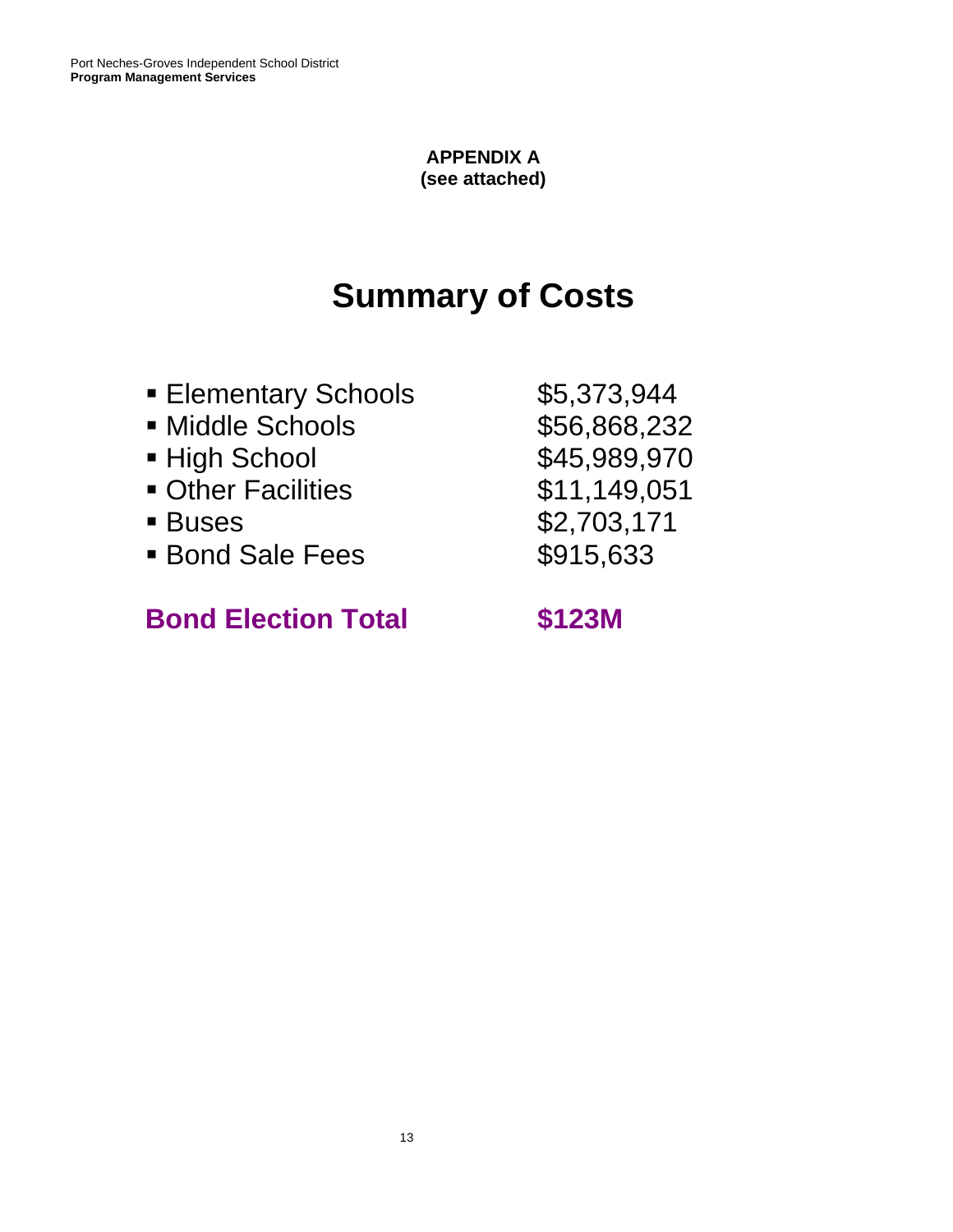**APPENDIX A**
**(see attached)**

# Summary of Costs

| | |
|---|---|
| ▪ Elementary Schools | $5,373,944 |
| ▪ Middle Schools | $56,868,232 |
| ▪ High School | $45,989,970 |
| ▪ Other Facilities | $11,149,051 |
| ▪ Buses | $2,703,171 |
| ▪ Bond Sale Fees | $915,633 |
| **Bond Election Total** | **$123M** |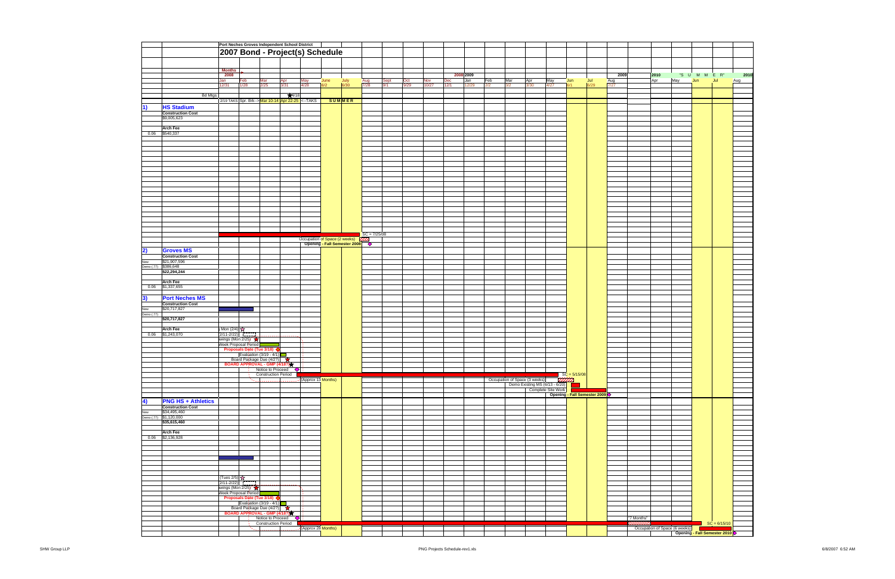Port Neches Groves Independent School District

# 2007 Bond - Project(s) Schedule

Months

2008: Jan 12/31 | Feb 1/28 | Mar 2/25 | Apr 3/31 | May 4/28 | June 6/2 | July 6/30 | Aug 7/28 | Sept 9/1 | Oct 9/29 | Nov 10/27 | Dec 12/1

2008 | 2009: Jan 12/29 | Feb 2/2 | Mar 3/2 | Apr 3/30 | May 4/27 | Jun 6/1 | Jul 6/29 | Aug 7/27

2009 | 2010: Apr | May | Jun | Jul | Aug — "S U M M E R"

2010

Bd Mtgs — 4/18

2/19 TAKS | Spr. Brk--> Mar 10-14 | Apr 22-25 | <--TAKS | SUMMER

## 1) HS Stadium

**Construction Cost**
$9,005,623

**Arch Fee**
0.06 $540,337

SC = 7/25/08
Occupation of Space (2 weeks)
Opening - Fall Semester 2008

## 2) Groves MS

**Construction Cost**
New $21,907,596
Demo (.77) $386,648
**$22,294,244**

**Arch Fee**
0.06 $1,337,655

## 3) Port Neches MS

**Construction Cost**
New $20,717,827
Demo (.77)
**$20,717,827**

**Arch Fee**
0.06 $1,243,070

Mon (2/4)
2/11-2/22
wings (Mon 2/25)
Week Proposal Period
Proposals Date (Tue 3/18)
Evaluation (3/19 - 4/1)
Board Package Due (4/27)
BOARD APPROVAL - GMP (4/18)
Notice to Proceed
Construction Period
(Approx 15 Months)

SC = 5/15/08
Occupation of Space (3 weeks)
Demo Existing MS (6/13 - 6/20)
Complete Site Work
Opening - Fall Semester 2009

## 4) PNG HS + Athletics

**Construction Cost**
New $34,495,460
Demo (.77) $1,120,000
**$35,615,460**

**Arch Fee**
0.06 $2,136,928

(Tues 2/5)
2/11-2/22
wings (Mon 2/25)
Week Proposal Period
Proposals Date (Tue 3/18)
Evaluation (3/19 - 4/1)
Board Package Due (4/27)
BOARD APPROVAL - GMP (4/18)
Notice to Proceed
Construction Period
(Approx 28 Months)

"7 Months"
SC = 6/15/10
Occupation of Space (6 weeks)
Opening - Fall Semester 2010

SHW Group LLP | PNG Projects Schedule-rev1.xls | 6/8/2007 6:52 AM